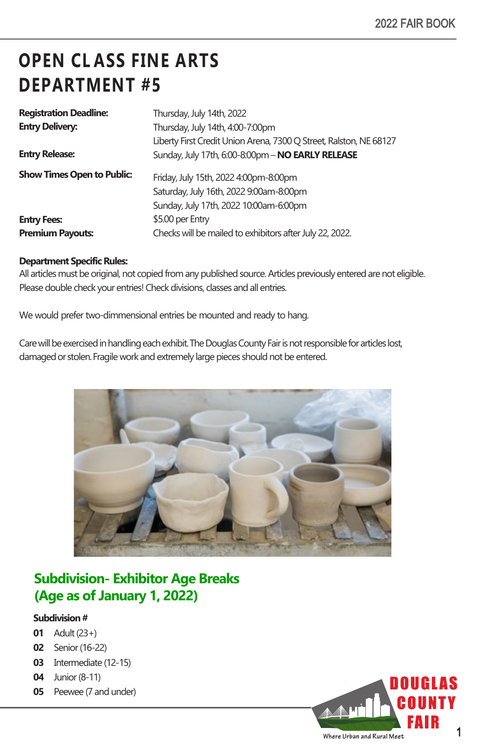# OPEN CLASS FINE ARTS DEPARTMENT #5

| | |
|---|---|
| **Registration Deadline:** | Thursday, July 14th, 2022 |
| **Entry Delivery:** | Thursday, July 14th, 4:00-7:00pm<br>Liberty First Credit Union Arena, 7300 Q Street, Ralston, NE 68127 |
| **Entry Release:** | Sunday, July 17th, 6:00-8:00pm – **NO EARLY RELEASE** |
| **Show Times Open to Public:** | Friday, July 15th, 2022 4:00pm-8:00pm<br>Saturday, July 16th, 2022 9:00am-8:00pm<br>Sunday, July 17th, 2022 10:00am-6:00pm |
| **Entry Fees:** | $5.00 per Entry |
| **Premium Payouts:** | Checks will be mailed to exhibitors after July 22, 2022. |

**Department Specific Rules:**
All articles must be original, not copied from any published source. Articles previously entered are not eligible. Please double check your entries! Check divisions, classes and all entries.

We would prefer two-dimmensional entries be mounted and ready to hang.

Care will be exercised in handling each exhibit. The Douglas County Fair is not responsible for articles lost, damaged or stolen. Fragile work and extremely large pieces should not be entered.

## Subdivision- Exhibitor Age Breaks (Age as of January 1, 2022)

**Subdivision #**

**01** Adult (23+)
**02** Senior (16-22)
**03** Intermediate (12-15)
**04** Junior (8-11)
**05** Peewee (7 and under)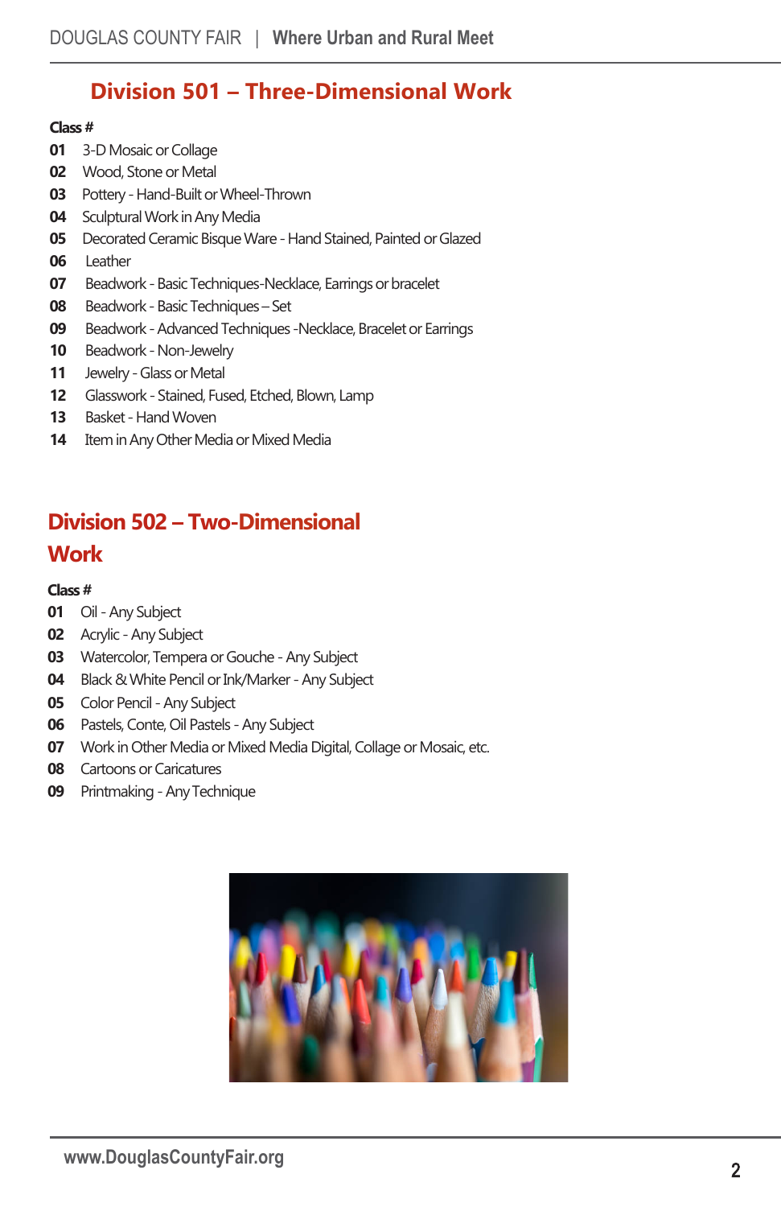## Division 501 – Three-Dimensional Work

**Class #**

**01** 3-D Mosaic or Collage
**02** Wood, Stone or Metal
**03** Pottery - Hand-Built or Wheel-Thrown
**04** Sculptural Work in Any Media
**05** Decorated Ceramic Bisque Ware - Hand Stained, Painted or Glazed
**06** Leather
**07** Beadwork - Basic Techniques-Necklace, Earrings or bracelet
**08** Beadwork - Basic Techniques – Set
**09** Beadwork - Advanced Techniques -Necklace, Bracelet or Earrings
**10** Beadwork - Non-Jewelry
**11** Jewelry - Glass or Metal
**12** Glasswork - Stained, Fused, Etched, Blown, Lamp
**13** Basket - Hand Woven
**14** Item in Any Other Media or Mixed Media

## Division 502 – Two-Dimensional Work

**Class #**

**01** Oil - Any Subject
**02** Acrylic - Any Subject
**03** Watercolor, Tempera or Gouche - Any Subject
**04** Black & White Pencil or Ink/Marker - Any Subject
**05** Color Pencil - Any Subject
**06** Pastels, Conte, Oil Pastels - Any Subject
**07** Work in Other Media or Mixed Media Digital, Collage or Mosaic, etc.
**08** Cartoons or Caricatures
**09** Printmaking - Any Technique